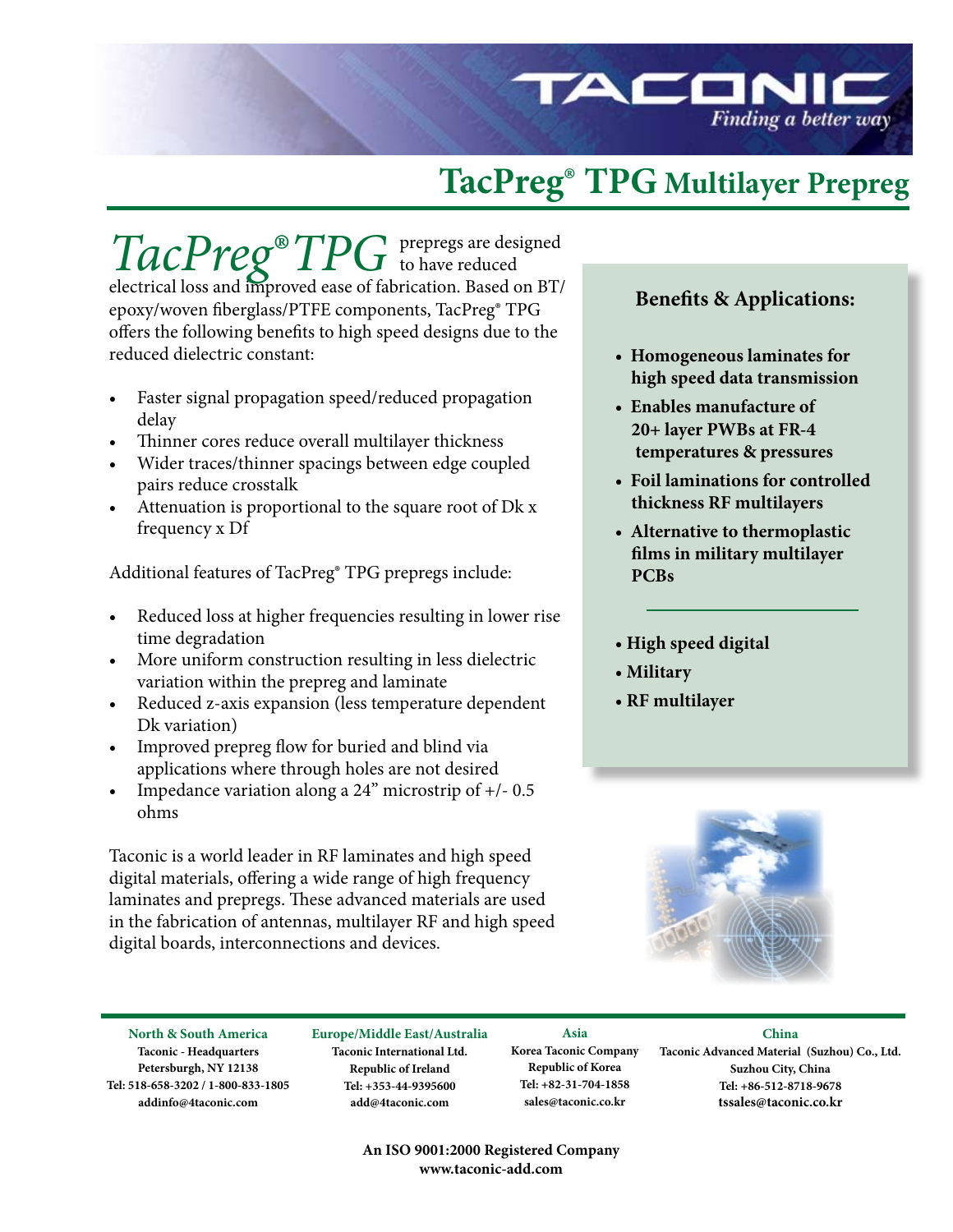# TacPreg® TPG Multilayer Prepreg

*TacPreg® TPG* prepregs are designed to have reduced electrical loss and improved ease of fabrication. Based on BT/epoxy/woven fiberglass/PTFE components, TacPreg® TPG offers the following benefits to high speed designs due to the reduced dielectric constant:

- Faster signal propagation speed/reduced propagation delay
- Thinner cores reduce overall multilayer thickness
- Wider traces/thinner spacings between edge coupled pairs reduce crosstalk
- Attenuation is proportional to the square root of Dk x frequency x Df

Additional features of TacPreg® TPG prepregs include:

- Reduced loss at higher frequencies resulting in lower rise time degradation
- More uniform construction resulting in less dielectric variation within the prepreg and laminate
- Reduced z-axis expansion (less temperature dependent Dk variation)
- Improved prepreg flow for buried and blind via applications where through holes are not desired
- Impedance variation along a 24" microstrip of +/- 0.5 ohms

Taconic is a world leader in RF laminates and high speed digital materials, offering a wide range of high frequency laminates and prepregs. These advanced materials are used in the fabrication of antennas, multilayer RF and high speed digital boards, interconnections and devices.

## Benefits & Applications:

- **Homogeneous laminates for high speed data transmission**
- **Enables manufacture of 20+ layer PWBs at FR-4 temperatures & pressures**
- **Foil laminations for controlled thickness RF multilayers**
- **Alternative to thermoplastic films in military multilayer PCBs**

---

- **High speed digital**
- **Military**
- **RF multilayer**

---

**North & South America**
Taconic - Headquarters
Petersburgh, NY 12138
Tel: 518-658-3202 / 1-800-833-1805
addinfo@4taconic.com

**Europe/Middle East/Australia**
Taconic International Ltd.
Republic of Ireland
Tel: +353-44-9395600
add@4taconic.com

**Asia**
Korea Taconic Company
Republic of Korea
Tel: +82-31-704-1858
sales@taconic.co.kr

**China**
Taconic Advanced Material (Suzhou) Co., Ltd.
Suzhou City, China
Tel: +86-512-8718-9678
tssales@taconic.co.kr

**An ISO 9001:2000 Registered Company**
**www.taconic-add.com**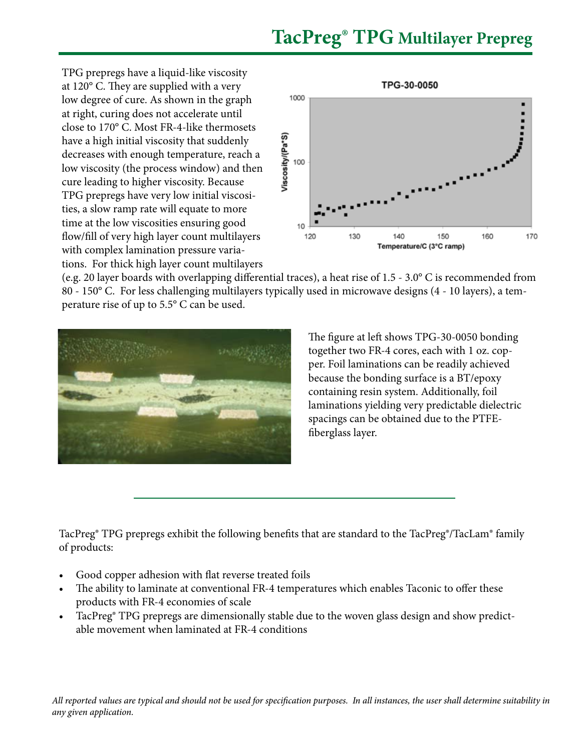# TacPreg® TPG Multilayer Prepreg

TPG prepregs have a liquid-like viscosity at 120° C. They are supplied with a very low degree of cure. As shown in the graph at right, curing does not accelerate until close to 170° C. Most FR-4-like thermosets have a high initial viscosity that suddenly decreases with enough temperature, reach a low viscosity (the process window) and then cure leading to higher viscosity. Because TPG prepregs have very low initial viscosities, a slow ramp rate will equate to more time at the low viscosities ensuring good flow/fill of very high layer count multilayers with complex lamination pressure variations. For thick high layer count multilayers (e.g. 20 layer boards with overlapping differential traces), a heat rise of 1.5 - 3.0° C is recommended from 80 - 150° C. For less challenging multilayers typically used in microwave designs (4 - 10 layers), a temperature rise of up to 5.5° C can be used.

The figure at left shows TPG-30-0050 bonding together two FR-4 cores, each with 1 oz. copper. Foil laminations can be readily achieved because the bonding surface is a BT/epoxy containing resin system. Additionally, foil laminations yielding very predictable dielectric spacings can be obtained due to the PTFE-fiberglass layer.

---

TacPreg® TPG prepregs exhibit the following benefits that are standard to the TacPreg®/TacLam® family of products:

- Good copper adhesion with flat reverse treated foils
- The ability to laminate at conventional FR-4 temperatures which enables Taconic to offer these products with FR-4 economies of scale
- TacPreg® TPG prepregs are dimensionally stable due to the woven glass design and show predictable movement when laminated at FR-4 conditions

*All reported values are typical and should not be used for specification purposes. In all instances, the user shall determine suitability in any given application.*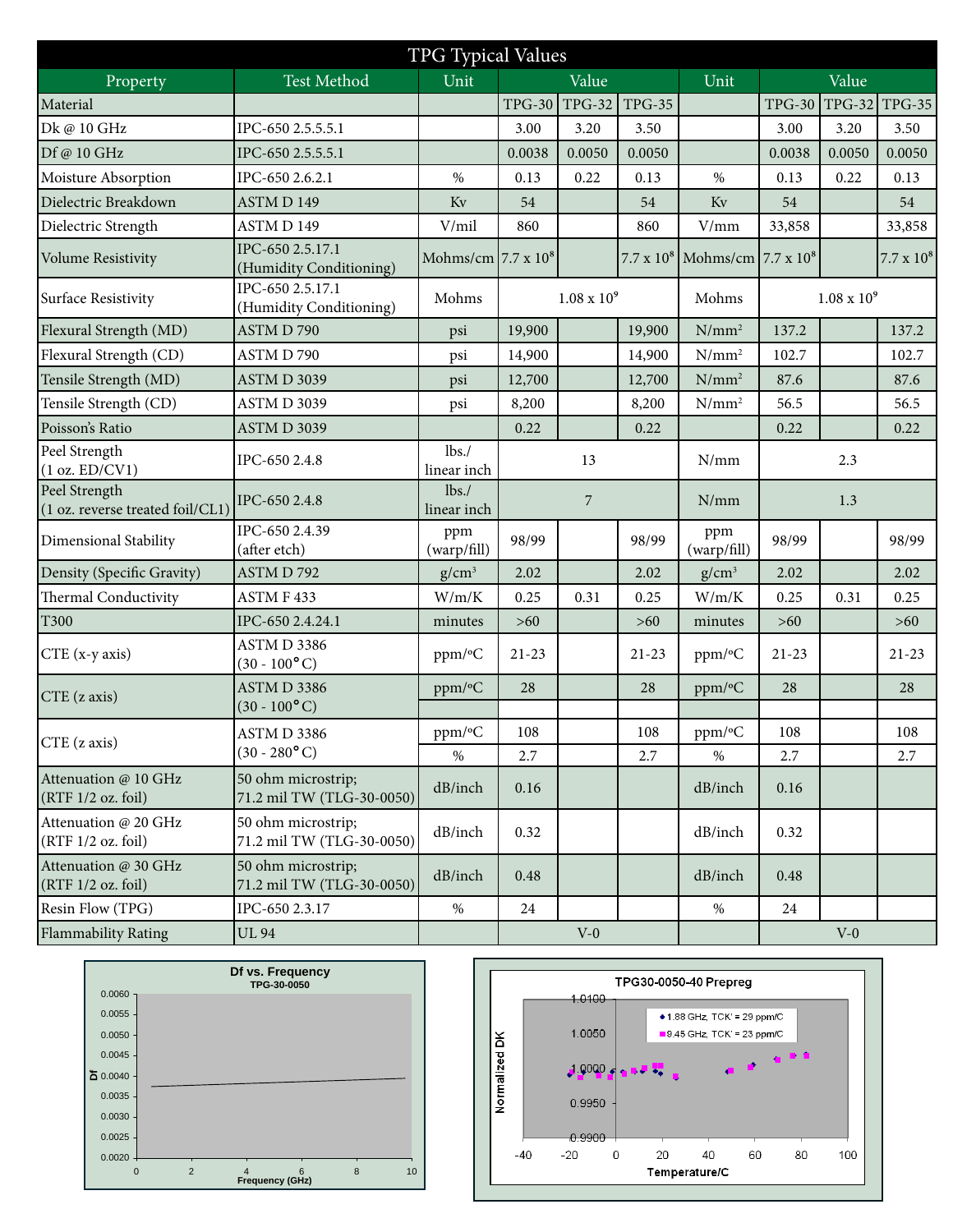| TPG Typical Values | | | | | | | | | |
|---|---|---|---|---|---|---|---|---|---|
| Property | Test Method | Unit | Value | | | Unit | Value | | |
| Material | | | TPG-30 | TPG-32 | TPG-35 | | TPG-30 | TPG-32 | TPG-35 |
| Dk @ 10 GHz | IPC-650 2.5.5.5.1 | | 3.00 | 3.20 | 3.50 | | 3.00 | 3.20 | 3.50 |
| Df @ 10 GHz | IPC-650 2.5.5.5.1 | | 0.0038 | 0.0050 | 0.0050 | | 0.0038 | 0.0050 | 0.0050 |
| Moisture Absorption | IPC-650 2.6.2.1 | % | 0.13 | 0.22 | 0.13 | % | 0.13 | 0.22 | 0.13 |
| Dielectric Breakdown | ASTM D 149 | Kv | 54 | | 54 | Kv | 54 | | 54 |
| Dielectric Strength | ASTM D 149 | V/mil | 860 | | 860 | V/mm | 33,858 | | 33,858 |
| Volume Resistivity | IPC-650 2.5.17.1 (Humidity Conditioning) | Mohms/cm | $7.7 \times 10^8$ | | $7.7 \times 10^8$ | Mohms/cm | $7.7 \times 10^8$ | | $7.7 \times 10^8$ |
| Surface Resistivity | IPC-650 2.5.17.1 (Humidity Conditioning) | Mohms | | $1.08 \times 10^9$ | | Mohms | | $1.08 \times 10^9$ | |
| Flexural Strength (MD) | ASTM D 790 | psi | 19,900 | | 19,900 | N/mm² | 137.2 | | 137.2 |
| Flexural Strength (CD) | ASTM D 790 | psi | 14,900 | | 14,900 | N/mm² | 102.7 | | 102.7 |
| Tensile Strength (MD) | ASTM D 3039 | psi | 12,700 | | 12,700 | N/mm² | 87.6 | | 87.6 |
| Tensile Strength (CD) | ASTM D 3039 | psi | 8,200 | | 8,200 | N/mm² | 56.5 | | 56.5 |
| Poisson's Ratio | ASTM D 3039 | | 0.22 | | 0.22 | | 0.22 | | 0.22 |
| Peel Strength (1 oz. ED/CV1) | IPC-650 2.4.8 | lbs./linear inch | | 13 | | N/mm | | 2.3 | |
| Peel Strength (1 oz. reverse treated foil/CL1) | IPC-650 2.4.8 | lbs./linear inch | | 7 | | N/mm | | 1.3 | |
| Dimensional Stability | IPC-650 2.4.39 (after etch) | ppm (warp/fill) | 98/99 | | 98/99 | ppm (warp/fill) | 98/99 | | 98/99 |
| Density (Specific Gravity) | ASTM D 792 | g/cm³ | 2.02 | | 2.02 | g/cm³ | 2.02 | | 2.02 |
| Thermal Conductivity | ASTM F 433 | W/m/K | 0.25 | 0.31 | 0.25 | W/m/K | 0.25 | 0.31 | 0.25 |
| T300 | IPC-650 2.4.24.1 | minutes | >60 | | >60 | minutes | >60 | | >60 |
| CTE (x-y axis) | ASTM D 3386 (30 - 100°C) | ppm/°C | 21-23 | | 21-23 | ppm/°C | 21-23 | | 21-23 |
| CTE (z axis) | ASTM D 3386 (30 - 100°C) | ppm/°C | 28 | | 28 | ppm/°C | 28 | | 28 |
| CTE (z axis) | ASTM D 3386 (30 - 280°C) | ppm/°C | 108 | | 108 | ppm/°C | 108 | | 108 |
| | | % | 2.7 | | 2.7 | % | 2.7 | | 2.7 |
| Attenuation @ 10 GHz (RTF 1/2 oz. foil) | 50 ohm microstrip; 71.2 mil TW (TLG-30-0050) | dB/inch | 0.16 | | | dB/inch | 0.16 | | |
| Attenuation @ 20 GHz (RTF 1/2 oz. foil) | 50 ohm microstrip; 71.2 mil TW (TLG-30-0050) | dB/inch | 0.32 | | | dB/inch | 0.32 | | |
| Attenuation @ 30 GHz (RTF 1/2 oz. foil) | 50 ohm microstrip; 71.2 mil TW (TLG-30-0050) | dB/inch | 0.48 | | | dB/inch | 0.48 | | |
| Resin Flow (TPG) | IPC-650 2.3.17 | % | 24 | | | % | 24 | | |
| Flammability Rating | UL 94 | | | V-0 | | | | V-0 | |

**Df vs. Frequency**
TPG-30-0050

**TPG30-0050-40 Prepreg**
1.88 GHz, TCK' = 29 ppm/C
9.45 GHz, TCK' = 23 ppm/C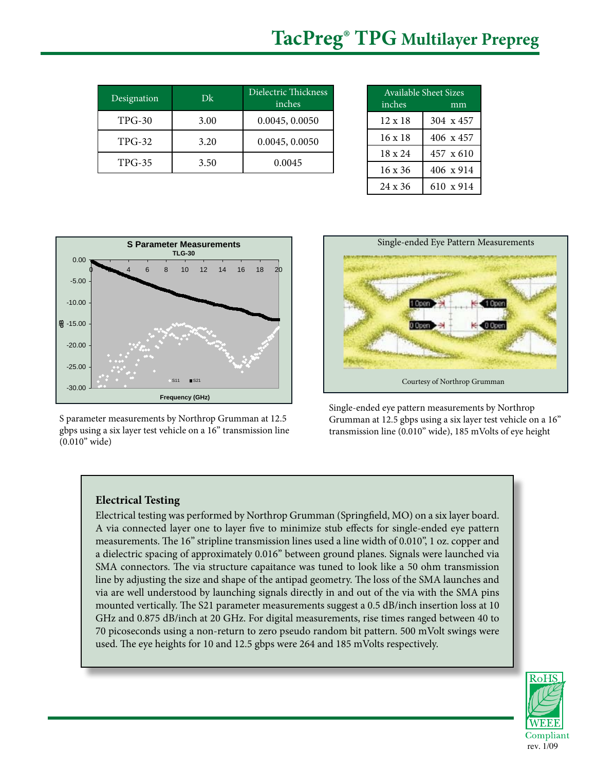# TacPreg® TPG Multilayer Prepreg

| Designation | Dk | Dielectric Thickness inches |
|---|---|---|
| TPG-30 | 3.00 | 0.0045, 0.0050 |
| TPG-32 | 3.20 | 0.0045, 0.0050 |
| TPG-35 | 3.50 | 0.0045 |

| Available Sheet Sizes inches | mm |
|---|---|
| 12 x 18 | 304 x 457 |
| 16 x 18 | 406 x 457 |
| 18 x 24 | 457 x 610 |
| 16 x 36 | 406 x 914 |
| 24 x 36 | 610 x 914 |

S Parameter Measurements
TLG-30
0.00
-5.00
-10.00
-15.00
-20.00
-25.00
-30.00
dB
0 2 4 6 8 10 12 14 16 18 20
S11 S21
Frequency (GHz)

S parameter measurements by Northrop Grumman at 12.5 gbps using a six layer test vehicle on a 16" transmission line (0.010" wide)

Single-ended Eye Pattern Measurements
1 Open
1 Open
0 Open
0 Open
Courtesy of Northrop Grumman

Single-ended eye pattern measurements by Northrop Grumman at 12.5 gbps using a six layer test vehicle on a 16" transmission line (0.010" wide), 185 mVolts of eye height

## Electrical Testing

Electrical testing was performed by Northrop Grumman (Springfield, MO) on a six layer board. A via connected layer one to layer five to minimize stub effects for single-ended eye pattern measurements. The 16" stripline transmission lines used a line width of 0.010", 1 oz. copper and a dielectric spacing of approximately 0.016" between ground planes. Signals were launched via SMA connectors. The via structure capaitance was tuned to look like a 50 ohm transmission line by adjusting the size and shape of the antipad geometry. The loss of the SMA launches and via are well understood by launching signals directly in and out of the via with the SMA pins mounted vertically. The S21 parameter measurements suggest a 0.5 dB/inch insertion loss at 10 GHz and 0.875 dB/inch at 20 GHz. For digital measurements, rise times ranged between 40 to 70 picoseconds using a non-return to zero pseudo random bit pattern. 500 mVolt swings were used. The eye heights for 10 and 12.5 gbps were 264 and 185 mVolts respectively.

RoHS WEEE Compliant

rev. 1/09